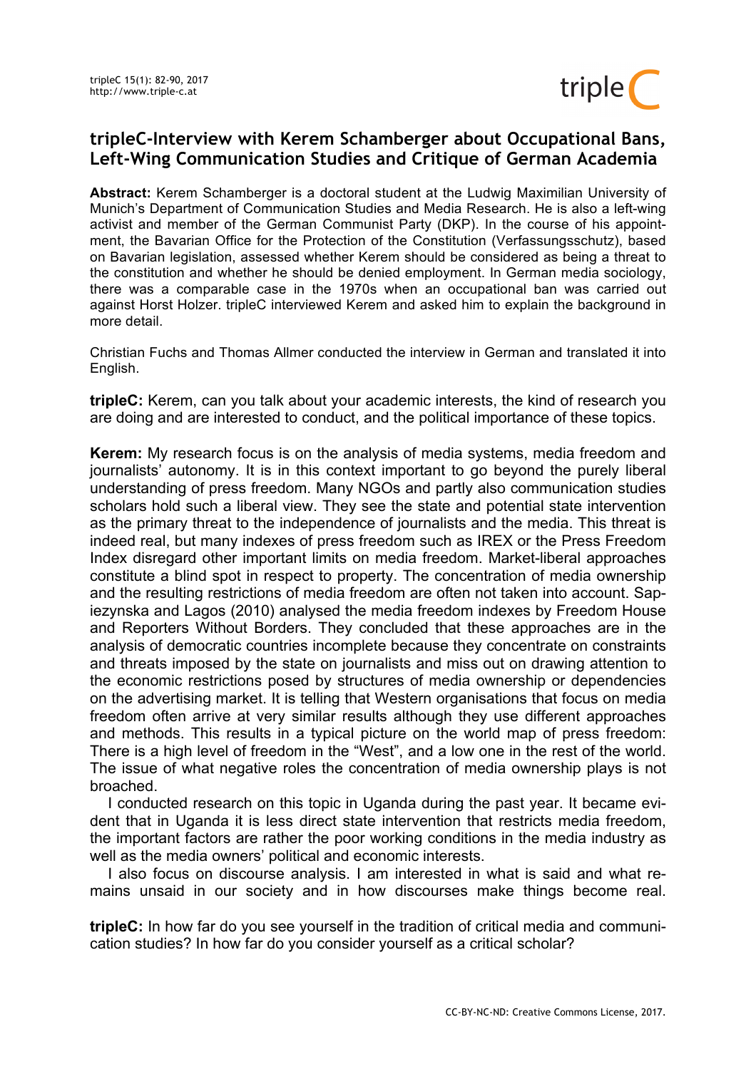# tripleC-Interview with Kerem Schamberger about Occupational Bans, Left-Wing Communication Studies and Critique of German Academia

**Abstract:** Kerem Schamberger is a doctoral student at the Ludwig Maximilian University of Munich's Department of Communication Studies and Media Research. He is also a left-wing activist and member of the German Communist Party (DKP). In the course of his appointment, the Bavarian Office for the Protection of the Constitution (Verfassungsschutz), based on Bavarian legislation, assessed whether Kerem should be considered as being a threat to the constitution and whether he should be denied employment. In German media sociology, there was a comparable case in the 1970s when an occupational ban was carried out against Horst Holzer. tripleC interviewed Kerem and asked him to explain the background in more detail.

Christian Fuchs and Thomas Allmer conducted the interview in German and translated it into English.

**tripleC:** Kerem, can you talk about your academic interests, the kind of research you are doing and are interested to conduct, and the political importance of these topics.

**Kerem:** My research focus is on the analysis of media systems, media freedom and journalists' autonomy. It is in this context important to go beyond the purely liberal understanding of press freedom. Many NGOs and partly also communication studies scholars hold such a liberal view. They see the state and potential state intervention as the primary threat to the independence of journalists and the media. This threat is indeed real, but many indexes of press freedom such as IREX or the Press Freedom Index disregard other important limits on media freedom. Market-liberal approaches constitute a blind spot in respect to property. The concentration of media ownership and the resulting restrictions of media freedom are often not taken into account. Sapiezynska and Lagos (2010) analysed the media freedom indexes by Freedom House and Reporters Without Borders. They concluded that these approaches are in the analysis of democratic countries incomplete because they concentrate on constraints and threats imposed by the state on journalists and miss out on drawing attention to the economic restrictions posed by structures of media ownership or dependencies on the advertising market. It is telling that Western organisations that focus on media freedom often arrive at very similar results although they use different approaches and methods. This results in a typical picture on the world map of press freedom: There is a high level of freedom in the "West", and a low one in the rest of the world. The issue of what negative roles the concentration of media ownership plays is not broached.

I conducted research on this topic in Uganda during the past year. It became evident that in Uganda it is less direct state intervention that restricts media freedom, the important factors are rather the poor working conditions in the media industry as well as the media owners' political and economic interests.

I also focus on discourse analysis. I am interested in what is said and what remains unsaid in our society and in how discourses make things become real.

**tripleC:** In how far do you see yourself in the tradition of critical media and communication studies? In how far do you consider yourself as a critical scholar?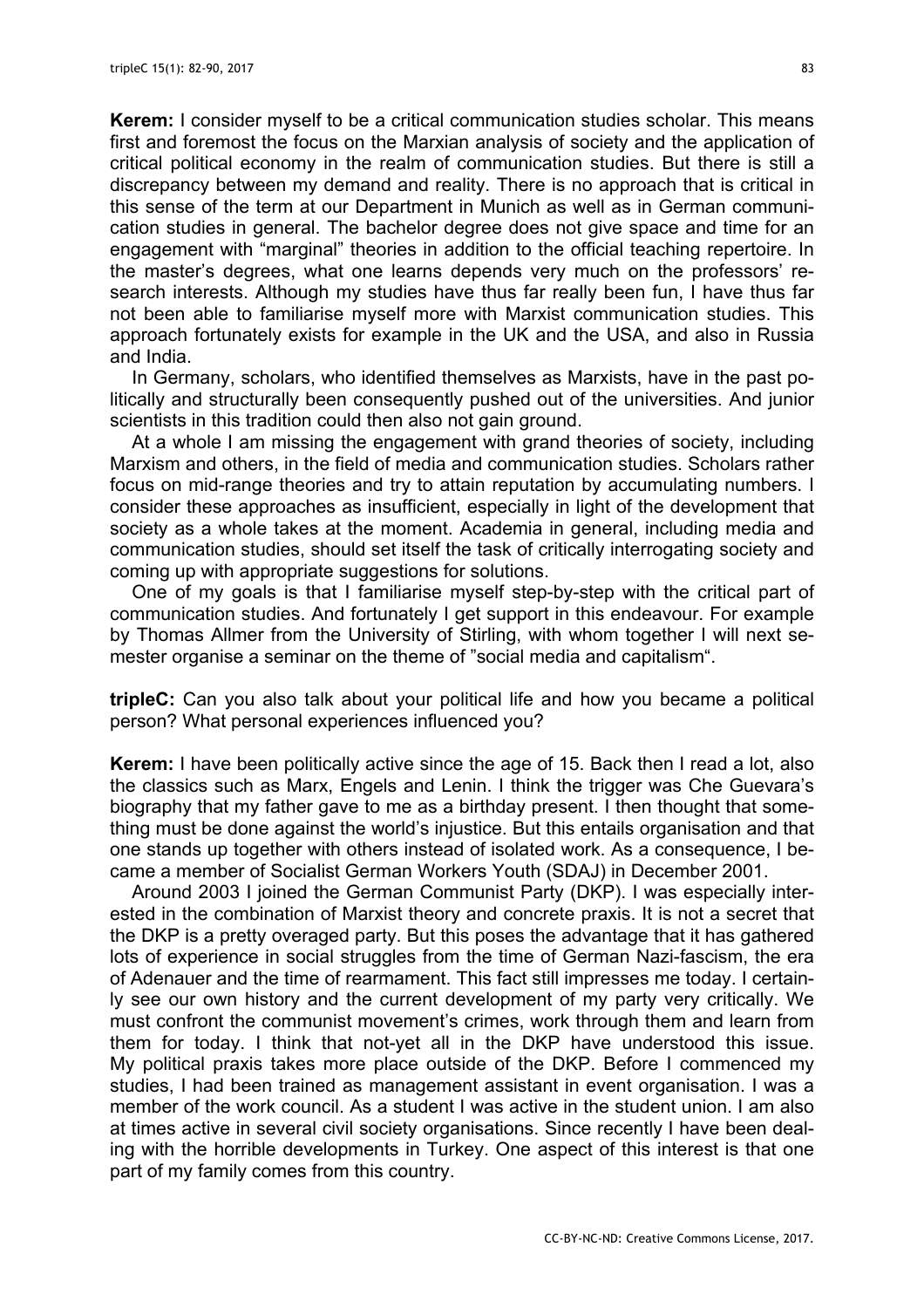**Kerem:** I consider myself to be a critical communication studies scholar. This means first and foremost the focus on the Marxian analysis of society and the application of critical political economy in the realm of communication studies. But there is still a discrepancy between my demand and reality. There is no approach that is critical in this sense of the term at our Department in Munich as well as in German communication studies in general. The bachelor degree does not give space and time for an engagement with "marginal" theories in addition to the official teaching repertoire. In the master's degrees, what one learns depends very much on the professors' research interests. Although my studies have thus far really been fun, I have thus far not been able to familiarise myself more with Marxist communication studies. This approach fortunately exists for example in the UK and the USA, and also in Russia and India.

In Germany, scholars, who identified themselves as Marxists, have in the past politically and structurally been consequently pushed out of the universities. And junior scientists in this tradition could then also not gain ground.

At a whole I am missing the engagement with grand theories of society, including Marxism and others, in the field of media and communication studies. Scholars rather focus on mid-range theories and try to attain reputation by accumulating numbers. I consider these approaches as insufficient, especially in light of the development that society as a whole takes at the moment. Academia in general, including media and communication studies, should set itself the task of critically interrogating society and coming up with appropriate suggestions for solutions.

One of my goals is that I familiarise myself step-by-step with the critical part of communication studies. And fortunately I get support in this endeavour. For example by Thomas Allmer from the University of Stirling, with whom together I will next semester organise a seminar on the theme of "social media and capitalism".

**tripleC:** Can you also talk about your political life and how you became a political person? What personal experiences influenced you?

**Kerem:** I have been politically active since the age of 15. Back then I read a lot, also the classics such as Marx, Engels and Lenin. I think the trigger was Che Guevara's biography that my father gave to me as a birthday present. I then thought that something must be done against the world's injustice. But this entails organisation and that one stands up together with others instead of isolated work. As a consequence, I became a member of Socialist German Workers Youth (SDAJ) in December 2001.

Around 2003 I joined the German Communist Party (DKP). I was especially interested in the combination of Marxist theory and concrete praxis. It is not a secret that the DKP is a pretty overaged party. But this poses the advantage that it has gathered lots of experience in social struggles from the time of German Nazi-fascism, the era of Adenauer and the time of rearmament. This fact still impresses me today. I certainly see our own history and the current development of my party very critically. We must confront the communist movement's crimes, work through them and learn from them for today. I think that not-yet all in the DKP have understood this issue. My political praxis takes more place outside of the DKP. Before I commenced my studies, I had been trained as management assistant in event organisation. I was a member of the work council. As a student I was active in the student union. I am also at times active in several civil society organisations. Since recently I have been dealing with the horrible developments in Turkey. One aspect of this interest is that one part of my family comes from this country.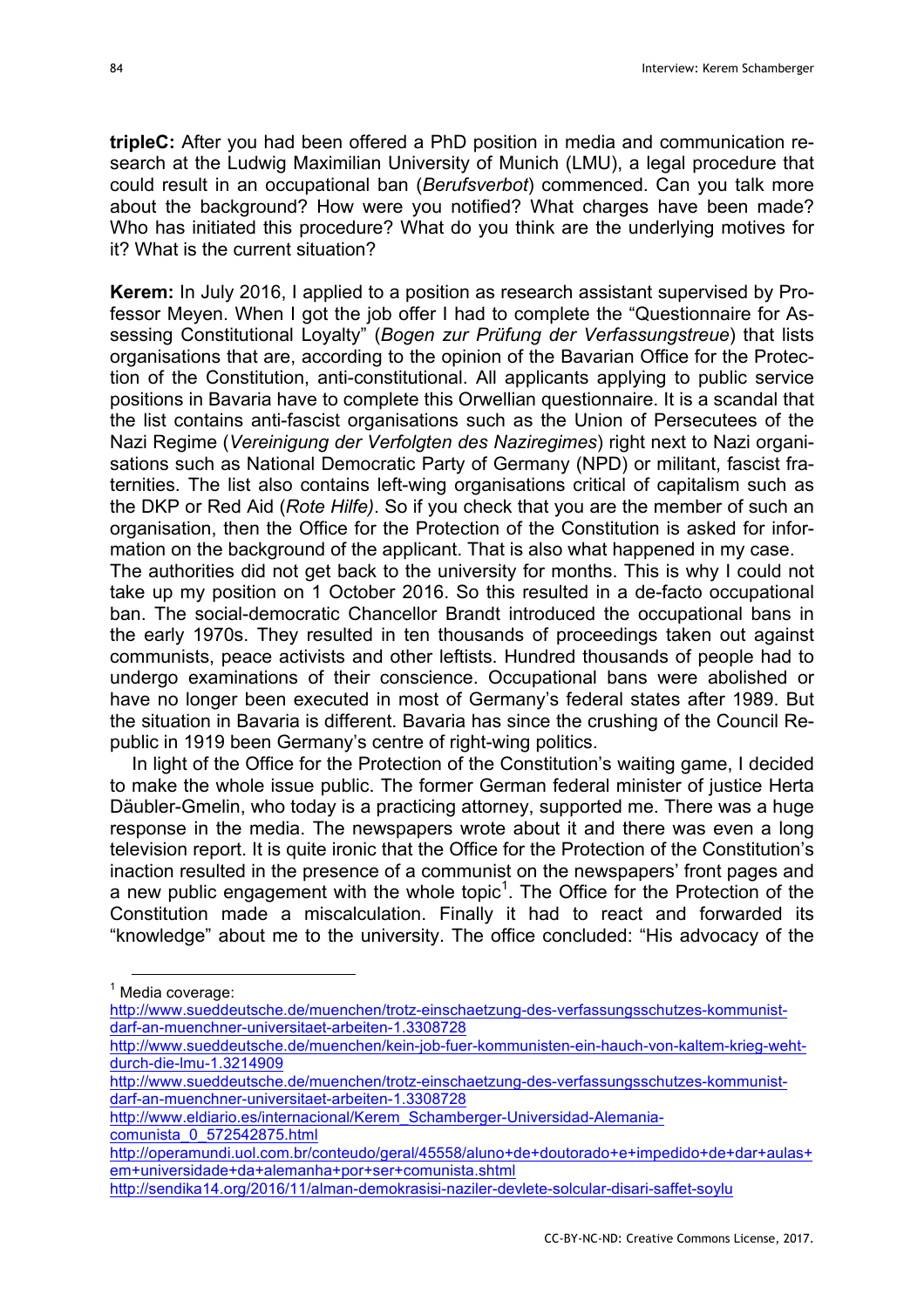**tripleC:** After you had been offered a PhD position in media and communication research at the Ludwig Maximilian University of Munich (LMU), a legal procedure that could result in an occupational ban (*Berufsverbot*) commenced. Can you talk more about the background? How were you notified? What charges have been made? Who has initiated this procedure? What do you think are the underlying motives for it? What is the current situation?

**Kerem:** In July 2016, I applied to a position as research assistant supervised by Professor Meyen. When I got the job offer I had to complete the "Questionnaire for Assessing Constitutional Loyalty" (*Bogen zur Prüfung der Verfassungstreue*) that lists organisations that are, according to the opinion of the Bavarian Office for the Protection of the Constitution, anti-constitutional. All applicants applying to public service positions in Bavaria have to complete this Orwellian questionnaire. It is a scandal that the list contains anti-fascist organisations such as the Union of Persecutees of the Nazi Regime (*Vereinigung der Verfolgten des Naziregimes*) right next to Nazi organisations such as National Democratic Party of Germany (NPD) or militant, fascist fraternities. The list also contains left-wing organisations critical of capitalism such as the DKP or Red Aid (*Rote Hilfe)*. So if you check that you are the member of such an organisation, then the Office for the Protection of the Constitution is asked for information on the background of the applicant. That is also what happened in my case.
The authorities did not get back to the university for months. This is why I could not take up my position on 1 October 2016. So this resulted in a de-facto occupational ban. The social-democratic Chancellor Brandt introduced the occupational bans in the early 1970s. They resulted in ten thousands of proceedings taken out against communists, peace activists and other leftists. Hundred thousands of people had to undergo examinations of their conscience. Occupational bans were abolished or have no longer been executed in most of Germany's federal states after 1989. But the situation in Bavaria is different. Bavaria has since the crushing of the Council Republic in 1919 been Germany's centre of right-wing politics.

In light of the Office for the Protection of the Constitution's waiting game, I decided to make the whole issue public. The former German federal minister of justice Herta Däubler-Gmelin, who today is a practicing attorney, supported me. There was a huge response in the media. The newspapers wrote about it and there was even a long television report. It is quite ironic that the Office for the Protection of the Constitution's inaction resulted in the presence of a communist on the newspapers' front pages and a new public engagement with the whole topic[1]. The Office for the Protection of the Constitution made a miscalculation. Finally it had to react and forwarded its "knowledge" about me to the university. The office concluded: "His advocacy of the

---

[1] Media coverage:
http://www.sueddeutsche.de/muenchen/trotz-einschaetzung-des-verfassungsschutzes-kommunist-darf-an-muenchner-universitaet-arbeiten-1.3308728
http://www.sueddeutsche.de/muenchen/kein-job-fuer-kommunisten-ein-hauch-von-kaltem-krieg-weht-durch-die-lmu-1.3214909
http://www.sueddeutsche.de/muenchen/trotz-einschaetzung-des-verfassungsschutzes-kommunist-darf-an-muenchner-universitaet-arbeiten-1.3308728
http://www.eldiario.es/internacional/Kerem_Schamberger-Universidad-Alemania-comunista_0_572542875.html
http://operamundi.uol.com.br/conteudo/geral/45558/aluno+de+doutorado+e+impedido+de+dar+aulas+em+universidade+da+alemanha+por+ser+comunista.shtml
http://sendika14.org/2016/11/alman-demokrasisi-naziler-devlete-solcular-disari-saffet-soylu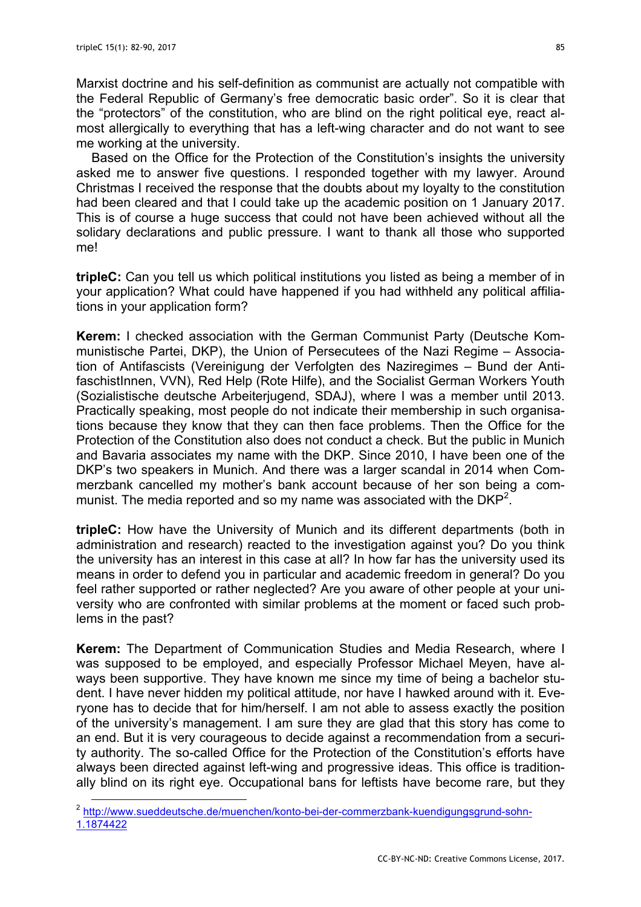Marxist doctrine and his self-definition as communist are actually not compatible with the Federal Republic of Germany's free democratic basic order". So it is clear that the "protectors" of the constitution, who are blind on the right political eye, react almost allergically to everything that has a left-wing character and do not want to see me working at the university.

Based on the Office for the Protection of the Constitution's insights the university asked me to answer five questions. I responded together with my lawyer. Around Christmas I received the response that the doubts about my loyalty to the constitution had been cleared and that I could take up the academic position on 1 January 2017. This is of course a huge success that could not have been achieved without all the solidary declarations and public pressure. I want to thank all those who supported me!

**tripleC:** Can you tell us which political institutions you listed as being a member of in your application? What could have happened if you had withheld any political affiliations in your application form?

**Kerem:** I checked association with the German Communist Party (Deutsche Kommunistische Partei, DKP), the Union of Persecutees of the Nazi Regime – Association of Antifascists (Vereinigung der Verfolgten des Naziregimes – Bund der AntifaschistInnen, VVN), Red Help (Rote Hilfe), and the Socialist German Workers Youth (Sozialistische deutsche Arbeiterjugend, SDAJ), where I was a member until 2013. Practically speaking, most people do not indicate their membership in such organisations because they know that they can then face problems. Then the Office for the Protection of the Constitution also does not conduct a check. But the public in Munich and Bavaria associates my name with the DKP. Since 2010, I have been one of the DKP's two speakers in Munich. And there was a larger scandal in 2014 when Commerzbank cancelled my mother's bank account because of her son being a communist. The media reported and so my name was associated with the DKP[2].

**tripleC:** How have the University of Munich and its different departments (both in administration and research) reacted to the investigation against you? Do you think the university has an interest in this case at all? In how far has the university used its means in order to defend you in particular and academic freedom in general? Do you feel rather supported or rather neglected? Are you aware of other people at your university who are confronted with similar problems at the moment or faced such problems in the past?

**Kerem:** The Department of Communication Studies and Media Research, where I was supposed to be employed, and especially Professor Michael Meyen, have always been supportive. They have known me since my time of being a bachelor student. I have never hidden my political attitude, nor have I hawked around with it. Everyone has to decide that for him/herself. I am not able to assess exactly the position of the university's management. I am sure they are glad that this story has come to an end. But it is very courageous to decide against a recommendation from a security authority. The so-called Office for the Protection of the Constitution's efforts have always been directed against left-wing and progressive ideas. This office is traditionally blind on its right eye. Occupational bans for leftists have become rare, but they

[2] http://www.sueddeutsche.de/muenchen/konto-bei-der-commerzbank-kuendigungsgrund-sohn-1.1874422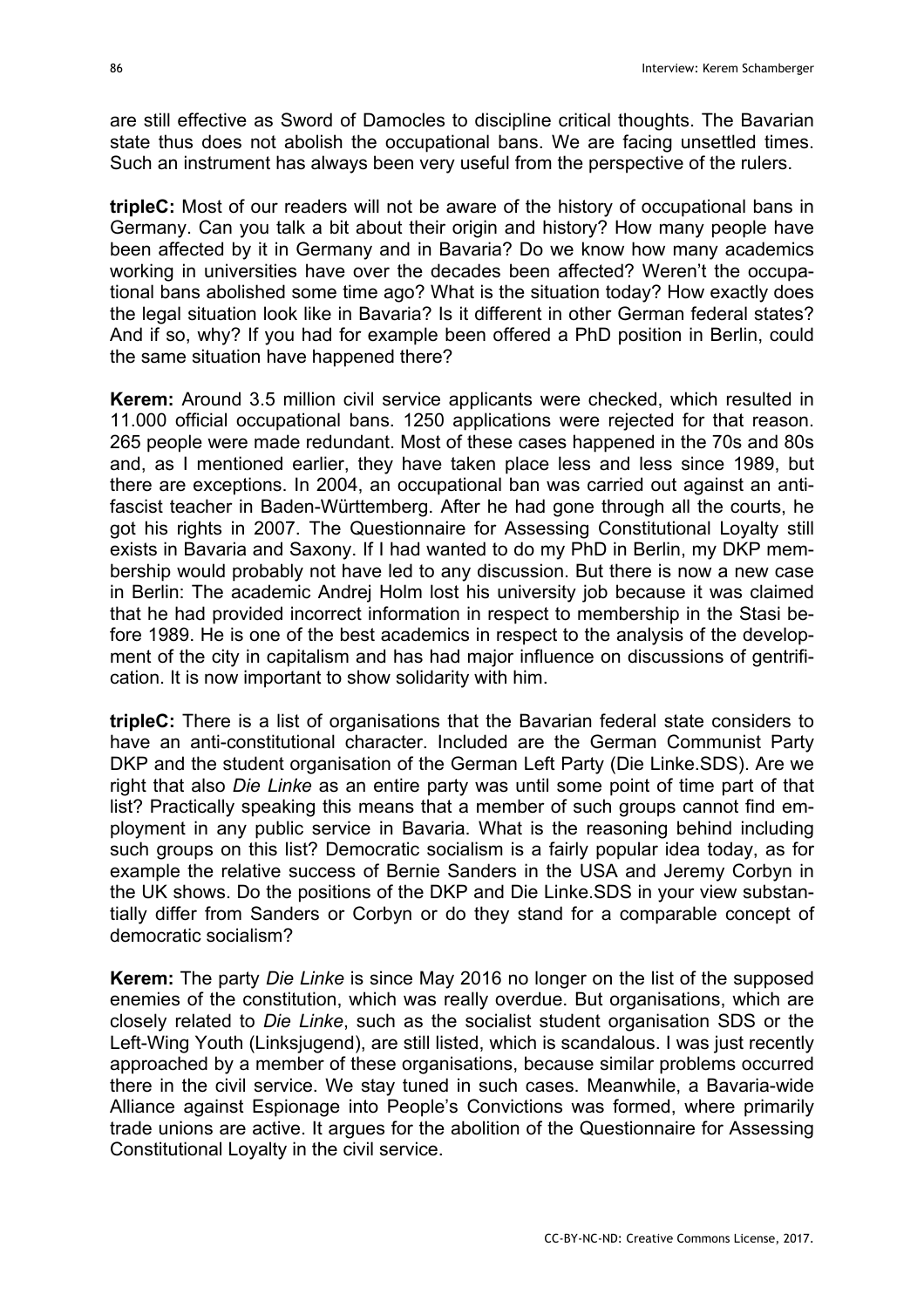are still effective as Sword of Damocles to discipline critical thoughts. The Bavarian state thus does not abolish the occupational bans. We are facing unsettled times. Such an instrument has always been very useful from the perspective of the rulers.

**tripleC:** Most of our readers will not be aware of the history of occupational bans in Germany. Can you talk a bit about their origin and history? How many people have been affected by it in Germany and in Bavaria? Do we know how many academics working in universities have over the decades been affected? Weren't the occupational bans abolished some time ago? What is the situation today? How exactly does the legal situation look like in Bavaria? Is it different in other German federal states? And if so, why? If you had for example been offered a PhD position in Berlin, could the same situation have happened there?

**Kerem:** Around 3.5 million civil service applicants were checked, which resulted in 11.000 official occupational bans. 1250 applications were rejected for that reason. 265 people were made redundant. Most of these cases happened in the 70s and 80s and, as I mentioned earlier, they have taken place less and less since 1989, but there are exceptions. In 2004, an occupational ban was carried out against an anti-fascist teacher in Baden-Württemberg. After he had gone through all the courts, he got his rights in 2007. The Questionnaire for Assessing Constitutional Loyalty still exists in Bavaria and Saxony. If I had wanted to do my PhD in Berlin, my DKP membership would probably not have led to any discussion. But there is now a new case in Berlin: The academic Andrej Holm lost his university job because it was claimed that he had provided incorrect information in respect to membership in the Stasi before 1989. He is one of the best academics in respect to the analysis of the development of the city in capitalism and has had major influence on discussions of gentrification. It is now important to show solidarity with him.

**tripleC:** There is a list of organisations that the Bavarian federal state considers to have an anti-constitutional character. Included are the German Communist Party DKP and the student organisation of the German Left Party (Die Linke.SDS). Are we right that also *Die Linke* as an entire party was until some point of time part of that list? Practically speaking this means that a member of such groups cannot find employment in any public service in Bavaria. What is the reasoning behind including such groups on this list? Democratic socialism is a fairly popular idea today, as for example the relative success of Bernie Sanders in the USA and Jeremy Corbyn in the UK shows. Do the positions of the DKP and Die Linke.SDS in your view substantially differ from Sanders or Corbyn or do they stand for a comparable concept of democratic socialism?

**Kerem:** The party *Die Linke* is since May 2016 no longer on the list of the supposed enemies of the constitution, which was really overdue. But organisations, which are closely related to *Die Linke*, such as the socialist student organisation SDS or the Left-Wing Youth (Linksjugend), are still listed, which is scandalous. I was just recently approached by a member of these organisations, because similar problems occurred there in the civil service. We stay tuned in such cases. Meanwhile, a Bavaria-wide Alliance against Espionage into People's Convictions was formed, where primarily trade unions are active. It argues for the abolition of the Questionnaire for Assessing Constitutional Loyalty in the civil service.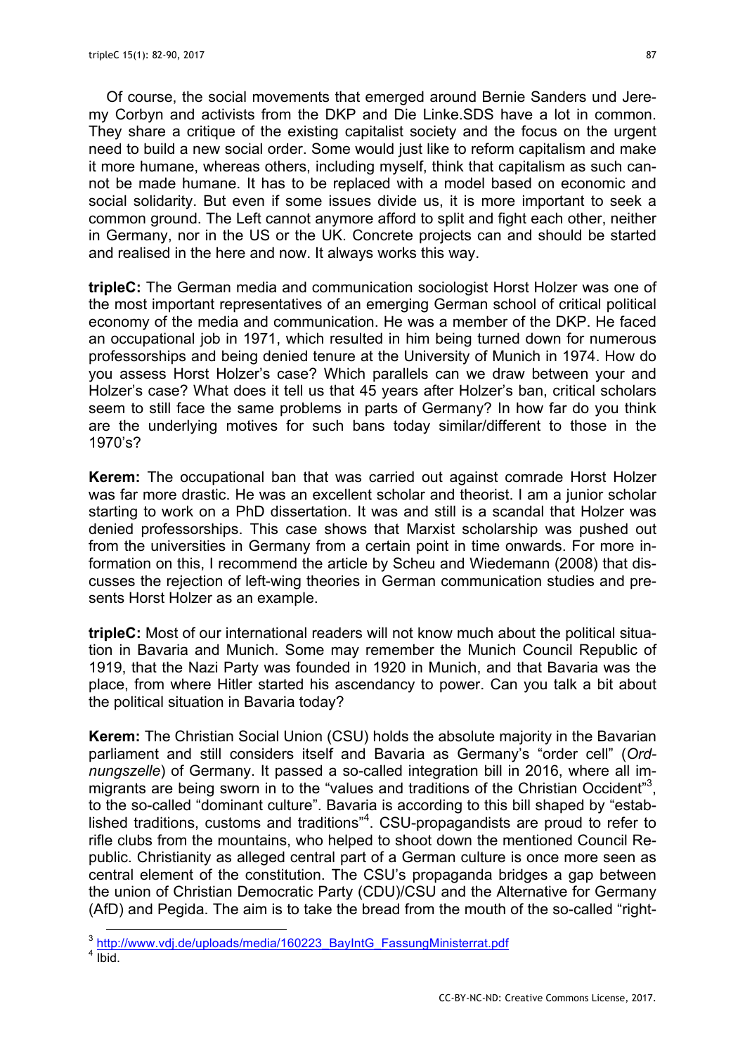Of course, the social movements that emerged around Bernie Sanders und Jeremy Corbyn and activists from the DKP and Die Linke.SDS have a lot in common. They share a critique of the existing capitalist society and the focus on the urgent need to build a new social order. Some would just like to reform capitalism and make it more humane, whereas others, including myself, think that capitalism as such cannot be made humane. It has to be replaced with a model based on economic and social solidarity. But even if some issues divide us, it is more important to seek a common ground. The Left cannot anymore afford to split and fight each other, neither in Germany, nor in the US or the UK. Concrete projects can and should be started and realised in the here and now. It always works this way.

**tripleC:** The German media and communication sociologist Horst Holzer was one of the most important representatives of an emerging German school of critical political economy of the media and communication. He was a member of the DKP. He faced an occupational job in 1971, which resulted in him being turned down for numerous professorships and being denied tenure at the University of Munich in 1974. How do you assess Horst Holzer's case? Which parallels can we draw between your and Holzer's case? What does it tell us that 45 years after Holzer's ban, critical scholars seem to still face the same problems in parts of Germany? In how far do you think are the underlying motives for such bans today similar/different to those in the 1970's?

**Kerem:** The occupational ban that was carried out against comrade Horst Holzer was far more drastic. He was an excellent scholar and theorist. I am a junior scholar starting to work on a PhD dissertation. It was and still is a scandal that Holzer was denied professorships. This case shows that Marxist scholarship was pushed out from the universities in Germany from a certain point in time onwards. For more information on this, I recommend the article by Scheu and Wiedemann (2008) that discusses the rejection of left-wing theories in German communication studies and presents Horst Holzer as an example.

**tripleC:** Most of our international readers will not know much about the political situation in Bavaria and Munich. Some may remember the Munich Council Republic of 1919, that the Nazi Party was founded in 1920 in Munich, and that Bavaria was the place, from where Hitler started his ascendancy to power. Can you talk a bit about the political situation in Bavaria today?

**Kerem:** The Christian Social Union (CSU) holds the absolute majority in the Bavarian parliament and still considers itself and Bavaria as Germany's "order cell" (*Ordnungszelle*) of Germany. It passed a so-called integration bill in 2016, where all immigrants are being sworn in to the "values and traditions of the Christian Occident"[3], to the so-called "dominant culture". Bavaria is according to this bill shaped by "established traditions, customs and traditions"[4]. CSU-propagandists are proud to refer to rifle clubs from the mountains, who helped to shoot down the mentioned Council Republic. Christianity as alleged central part of a German culture is once more seen as central element of the constitution. The CSU's propaganda bridges a gap between the union of Christian Democratic Party (CDU)/CSU and the Alternative for Germany (AfD) and Pegida. The aim is to take the bread from the mouth of the so-called "right-

[3] http://www.vdj.de/uploads/media/160223_BayIntG_FassungMinisterrat.pdf

[4] Ibid.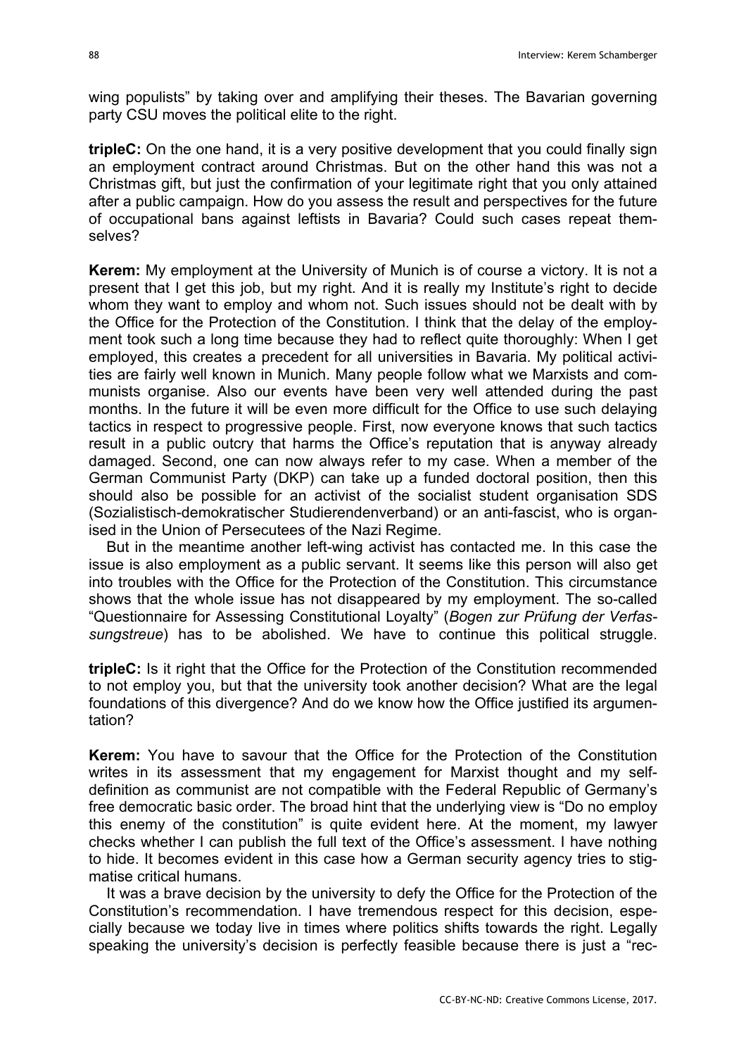wing populists" by taking over and amplifying their theses. The Bavarian governing party CSU moves the political elite to the right.

**tripleC:** On the one hand, it is a very positive development that you could finally sign an employment contract around Christmas. But on the other hand this was not a Christmas gift, but just the confirmation of your legitimate right that you only attained after a public campaign. How do you assess the result and perspectives for the future of occupational bans against leftists in Bavaria? Could such cases repeat themselves?

**Kerem:** My employment at the University of Munich is of course a victory. It is not a present that I get this job, but my right. And it is really my Institute's right to decide whom they want to employ and whom not. Such issues should not be dealt with by the Office for the Protection of the Constitution. I think that the delay of the employment took such a long time because they had to reflect quite thoroughly: When I get employed, this creates a precedent for all universities in Bavaria. My political activities are fairly well known in Munich. Many people follow what we Marxists and communists organise. Also our events have been very well attended during the past months. In the future it will be even more difficult for the Office to use such delaying tactics in respect to progressive people. First, now everyone knows that such tactics result in a public outcry that harms the Office's reputation that is anyway already damaged. Second, one can now always refer to my case. When a member of the German Communist Party (DKP) can take up a funded doctoral position, then this should also be possible for an activist of the socialist student organisation SDS (Sozialistisch-demokratischer Studierendenverband) or an anti-fascist, who is organised in the Union of Persecutees of the Nazi Regime.

But in the meantime another left-wing activist has contacted me. In this case the issue is also employment as a public servant. It seems like this person will also get into troubles with the Office for the Protection of the Constitution. This circumstance shows that the whole issue has not disappeared by my employment. The so-called "Questionnaire for Assessing Constitutional Loyalty" (*Bogen zur Prüfung der Verfassungstreue*) has to be abolished. We have to continue this political struggle.

**tripleC:** Is it right that the Office for the Protection of the Constitution recommended to not employ you, but that the university took another decision? What are the legal foundations of this divergence? And do we know how the Office justified its argumentation?

**Kerem:** You have to savour that the Office for the Protection of the Constitution writes in its assessment that my engagement for Marxist thought and my self-definition as communist are not compatible with the Federal Republic of Germany's free democratic basic order. The broad hint that the underlying view is "Do no employ this enemy of the constitution" is quite evident here. At the moment, my lawyer checks whether I can publish the full text of the Office's assessment. I have nothing to hide. It becomes evident in this case how a German security agency tries to stigmatise critical humans.

It was a brave decision by the university to defy the Office for the Protection of the Constitution's recommendation. I have tremendous respect for this decision, especially because we today live in times where politics shifts towards the right. Legally speaking the university's decision is perfectly feasible because there is just a "rec-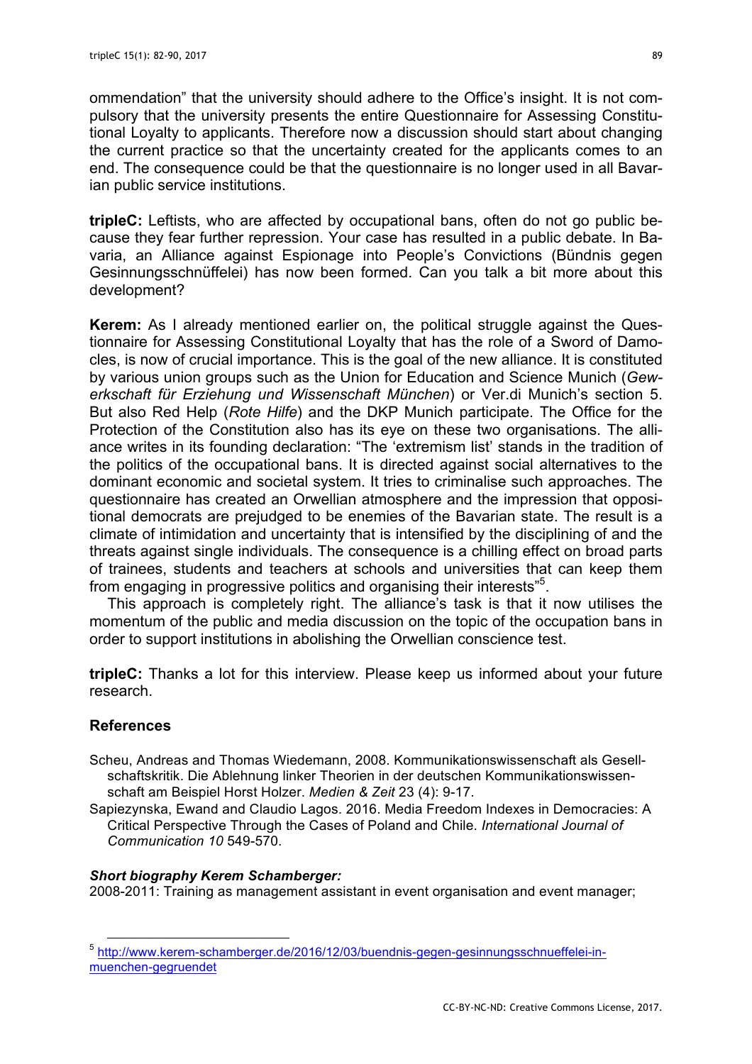ommendation" that the university should adhere to the Office's insight. It is not compulsory that the university presents the entire Questionnaire for Assessing Constitutional Loyalty to applicants. Therefore now a discussion should start about changing the current practice so that the uncertainty created for the applicants comes to an end. The consequence could be that the questionnaire is no longer used in all Bavarian public service institutions.

**tripleC:** Leftists, who are affected by occupational bans, often do not go public because they fear further repression. Your case has resulted in a public debate. In Bavaria, an Alliance against Espionage into People's Convictions (Bündnis gegen Gesinnungsschnüffelei) has now been formed. Can you talk a bit more about this development?

**Kerem:** As I already mentioned earlier on, the political struggle against the Questionnaire for Assessing Constitutional Loyalty that has the role of a Sword of Damocles, is now of crucial importance. This is the goal of the new alliance. It is constituted by various union groups such as the Union for Education and Science Munich (*Gewerkschaft für Erziehung und Wissenschaft München*) or Ver.di Munich's section 5. But also Red Help (*Rote Hilfe*) and the DKP Munich participate. The Office for the Protection of the Constitution also has its eye on these two organisations. The alliance writes in its founding declaration: "The 'extremism list' stands in the tradition of the politics of the occupational bans. It is directed against social alternatives to the dominant economic and societal system. It tries to criminalise such approaches. The questionnaire has created an Orwellian atmosphere and the impression that oppositional democrats are prejudged to be enemies of the Bavarian state. The result is a climate of intimidation and uncertainty that is intensified by the disciplining of and the threats against single individuals. The consequence is a chilling effect on broad parts of trainees, students and teachers at schools and universities that can keep them from engaging in progressive politics and organising their interests"[5].

This approach is completely right. The alliance's task is that it now utilises the momentum of the public and media discussion on the topic of the occupation bans in order to support institutions in abolishing the Orwellian conscience test.

**tripleC:** Thanks a lot for this interview. Please keep us informed about your future research.

## References

Scheu, Andreas and Thomas Wiedemann, 2008. Kommunikationswissenschaft als Gesellschaftskritik. Die Ablehnung linker Theorien in der deutschen Kommunikationswissenschaft am Beispiel Horst Holzer. *Medien & Zeit* 23 (4): 9-17.

Sapiezynska, Ewand and Claudio Lagos. 2016. Media Freedom Indexes in Democracies: A Critical Perspective Through the Cases of Poland and Chile. *International Journal of Communication 10* 549-570.

***Short biography Kerem Schamberger:***

2008-2011: Training as management assistant in event organisation and event manager;

[5] http://www.kerem-schamberger.de/2016/12/03/buendnis-gegen-gesinnungsschnueffelei-in-muenchen-gegruendet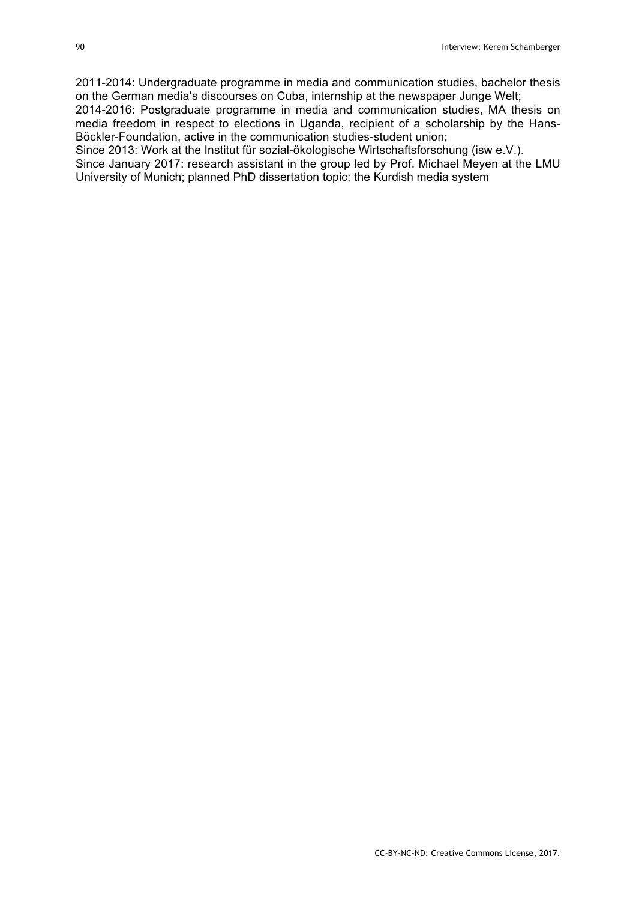2011-2014: Undergraduate programme in media and communication studies, bachelor thesis on the German media's discourses on Cuba, internship at the newspaper Junge Welt;
2014-2016: Postgraduate programme in media and communication studies, MA thesis on media freedom in respect to elections in Uganda, recipient of a scholarship by the Hans-Böckler-Foundation, active in the communication studies-student union;
Since 2013: Work at the Institut für sozial-ökologische Wirtschaftsforschung (isw e.V.).
Since January 2017: research assistant in the group led by Prof. Michael Meyen at the LMU University of Munich; planned PhD dissertation topic: the Kurdish media system